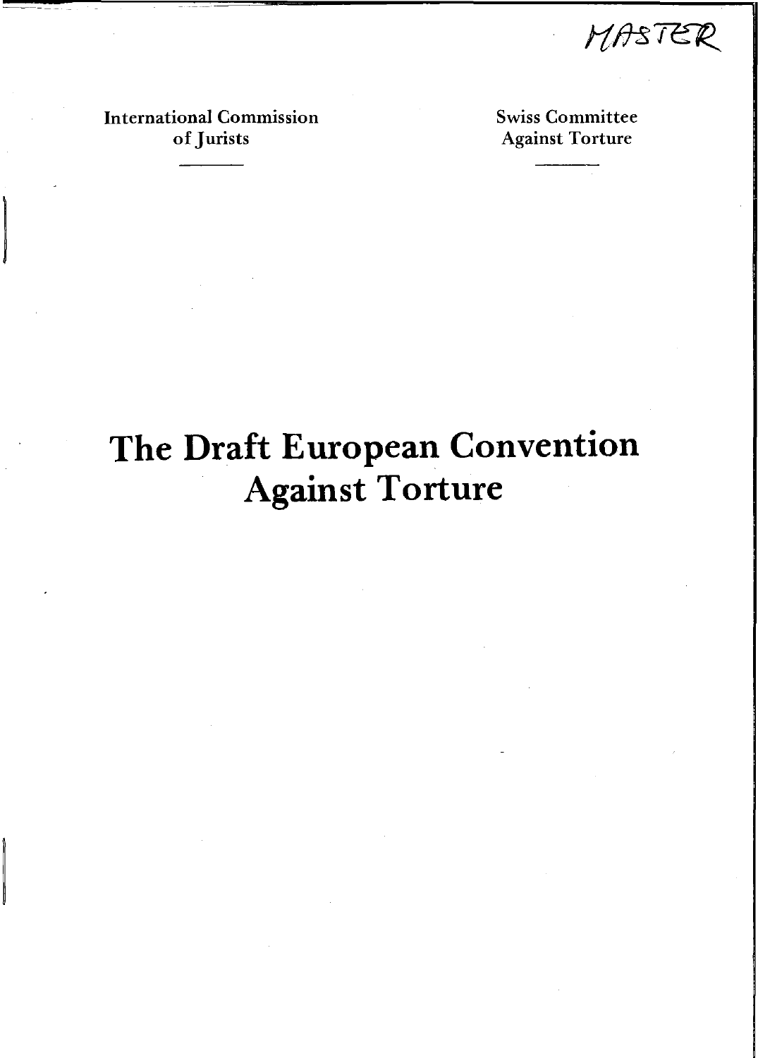MASTER

International Commission of Jurists

Swiss Committee Against Torture

# The Draft European Convention Against Torture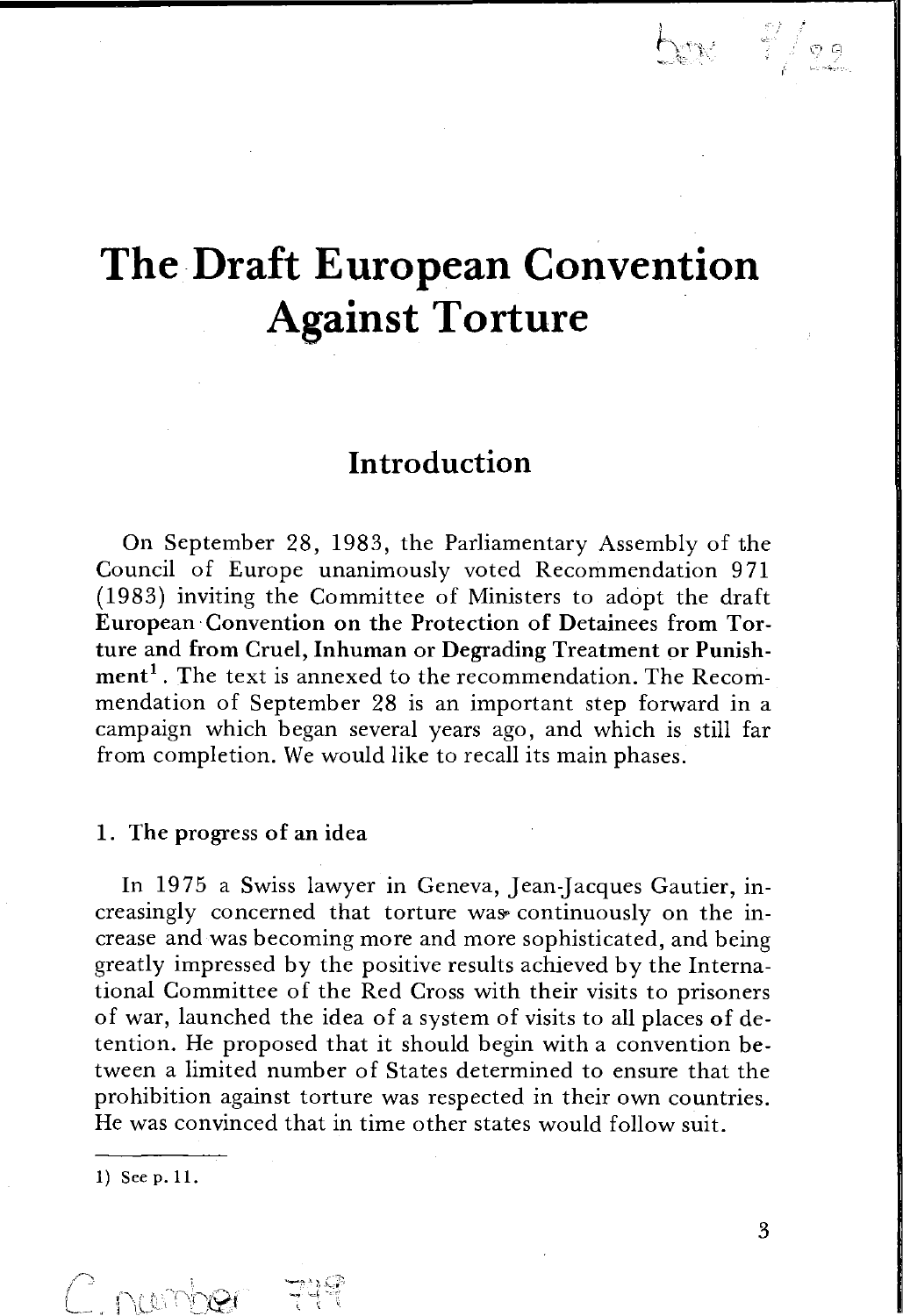# The Draft European Convention Against Torture

## Introduction

On September 28, 1983, the Parliamentary Assembly of the Council of Europe unanimously voted Recommendation 971 (1983) inviting the Committee of Ministers to adopt the draft **European Convention on the Protection of Detainees from Torture and from Cruel, Inhuman or Degrading Treatment or Punishment**[1]. The text is annexed to the recommendation. The Recommendation of September 28 is an important step forward in a campaign which began several years ago, and which is still far from completion. We would like to recall its main phases.

### 1. The progress of an idea

In 1975 a Swiss lawyer in Geneva, Jean-Jacques Gautier, increasingly concerned that torture was continuously on the increase and was becoming more and more sophisticated, and being greatly impressed by the positive results achieved by the International Committee of the Red Cross with their visits to prisoners of war, launched the idea of a system of visits to all places of detention. He proposed that it should begin with a convention between a limited number of States determined to ensure that the prohibition against torture was respected in their own countries. He was convinced that in time other states would follow suit.

---

1) See p. 11.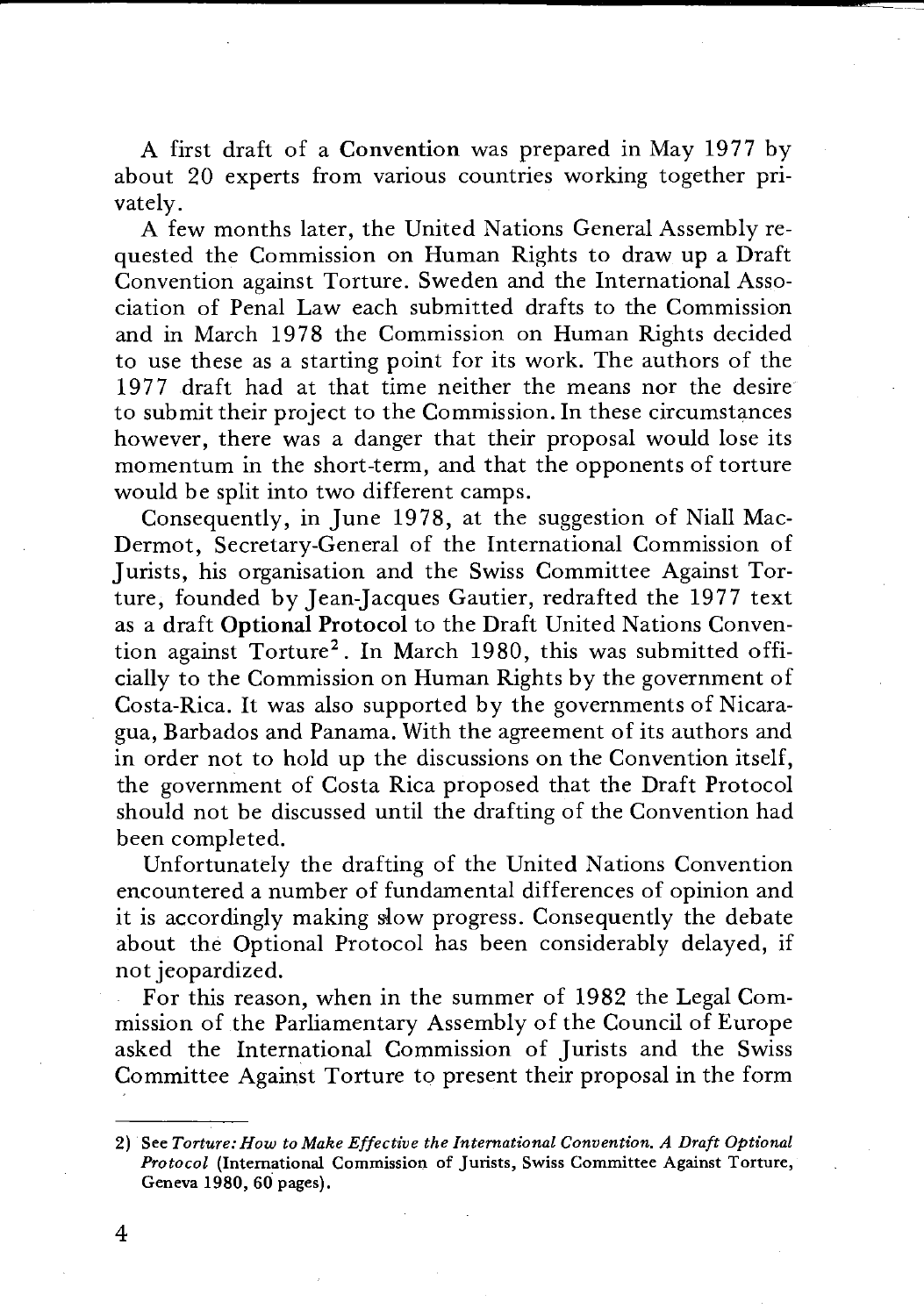A first draft of a **Convention** was prepared in May 1977 by about 20 experts from various countries working together privately.

A few months later, the United Nations General Assembly requested the Commission on Human Rights to draw up a Draft Convention against Torture. Sweden and the International Association of Penal Law each submitted drafts to the Commission and in March 1978 the Commission on Human Rights decided to use these as a starting point for its work. The authors of the 1977 draft had at that time neither the means nor the desire to submit their project to the Commission. In these circumstances however, there was a danger that their proposal would lose its momentum in the short-term, and that the opponents of torture would be split into two different camps.

Consequently, in June 1978, at the suggestion of Niall MacDermot, Secretary-General of the International Commission of Jurists, his organisation and the Swiss Committee Against Torture, founded by Jean-Jacques Gautier, redrafted the 1977 text as a draft **Optional Protocol** to the Draft United Nations Convention against Torture[2]. In March 1980, this was submitted officially to the Commission on Human Rights by the government of Costa-Rica. It was also supported by the governments of Nicaragua, Barbados and Panama. With the agreement of its authors and in order not to hold up the discussions on the Convention itself, the government of Costa Rica proposed that the Draft Protocol should not be discussed until the drafting of the Convention had been completed.

Unfortunately the drafting of the United Nations Convention encountered a number of fundamental differences of opinion and it is accordingly making slow progress. Consequently the debate about the Optional Protocol has been considerably delayed, if not jeopardized.

For this reason, when in the summer of 1982 the Legal Commission of the Parliamentary Assembly of the Council of Europe asked the International Commission of Jurists and the Swiss Committee Against Torture to present their proposal in the form

---

2) See *Torture: How to Make Effective the International Convention. A Draft Optional Protocol* (International Commission of Jurists, Swiss Committee Against Torture, Geneva 1980, 60 pages).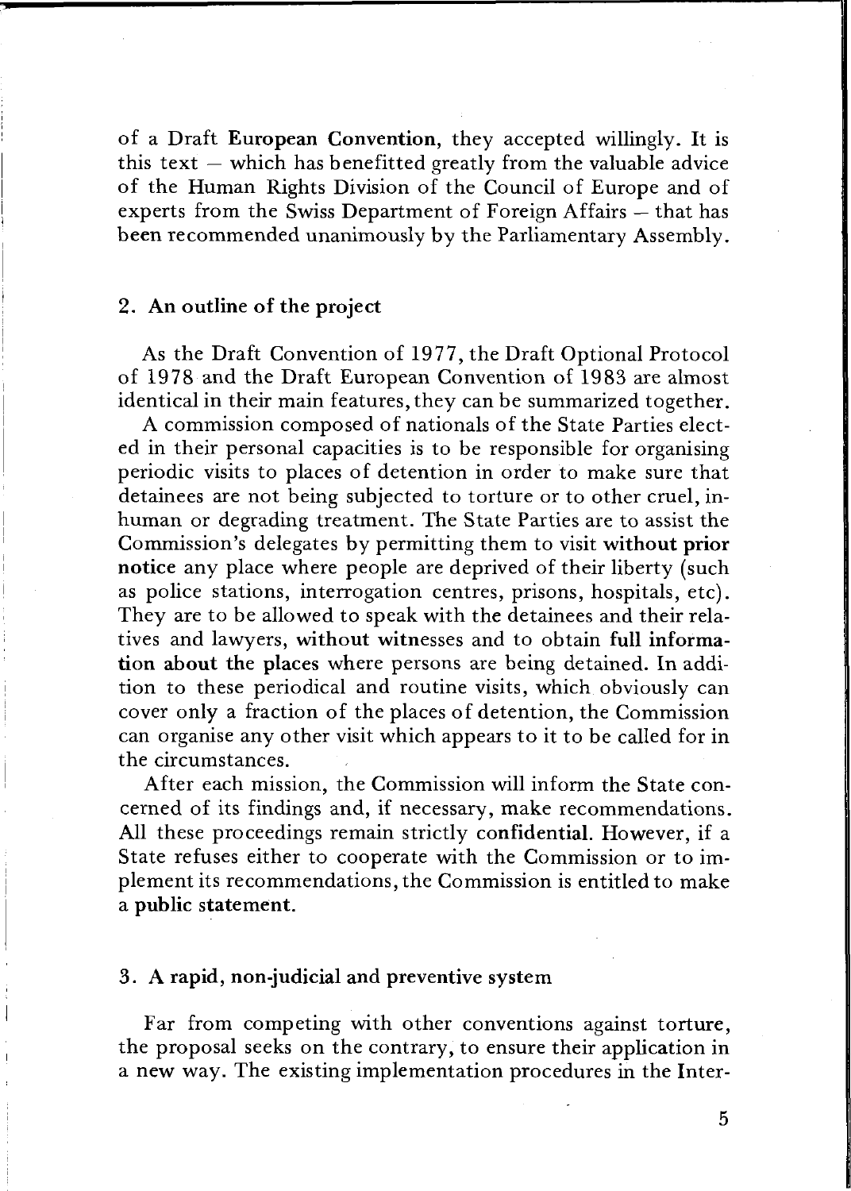of a Draft **European Convention**, they accepted willingly. It is this text — which has benefitted greatly from the valuable advice of the Human Rights Division of the Council of Europe and of experts from the Swiss Department of Foreign Affairs — that has been recommended unanimously by the Parliamentary Assembly.

## 2. An outline of the project

As the Draft Convention of 1977, the Draft Optional Protocol of 1978 and the Draft European Convention of 1983 are almost identical in their main features, they can be summarized together.

A commission composed of nationals of the State Parties elected in their personal capacities is to be responsible for organising periodic visits to places of detention in order to make sure that detainees are not being subjected to torture or to other cruel, inhuman or degrading treatment. The State Parties are to assist the Commission's delegates by permitting them to visit **without prior notice** any place where people are deprived of their liberty (such as police stations, interrogation centres, prisons, hospitals, etc). They are to be allowed to speak with the detainees and their relatives and lawyers, **without witnesses** and to obtain **full information about the places** where persons are being detained. In addition to these periodical and routine visits, which obviously can cover only a fraction of the places of detention, the Commission can organise any other visit which appears to it to be called for in the circumstances.

After each mission, the Commission will inform the State concerned of its findings and, if necessary, make recommendations. All these proceedings remain strictly **confidential**. However, if a State refuses either to cooperate with the Commission or to implement its recommendations, the Commission is entitled to make a **public statement**.

## 3. A rapid, non-judicial and preventive system

Far from competing with other conventions against torture, the proposal seeks on the contrary, to ensure their application in a new way. The existing implementation procedures in the Inter-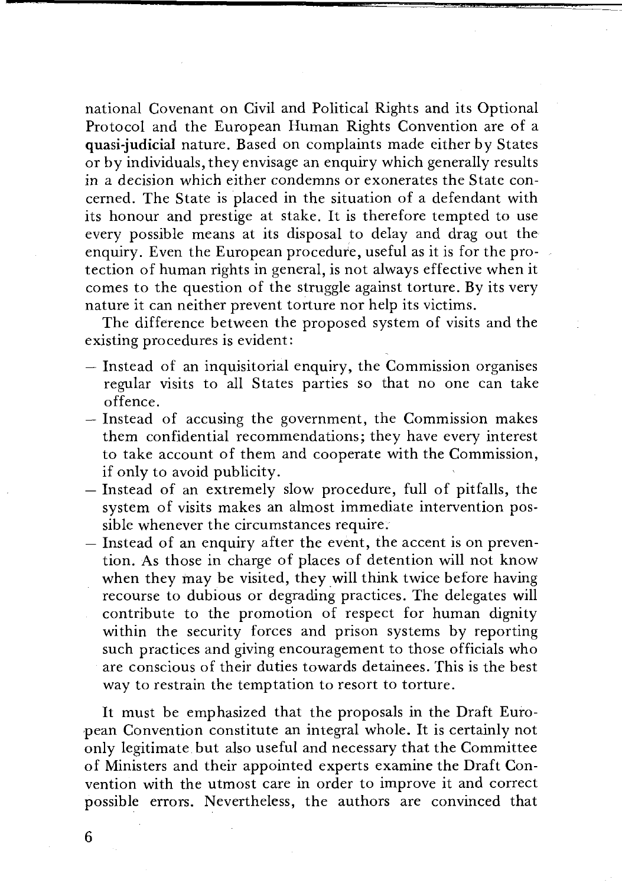national Covenant on Civil and Political Rights and its Optional Protocol and the European Human Rights Convention are of a **quasi-judicial** nature. Based on complaints made either by States or by individuals, they envisage an enquiry which generally results in a decision which either condemns or exonerates the State concerned. The State is placed in the situation of a defendant with its honour and prestige at stake. It is therefore tempted to use every possible means at its disposal to delay and drag out the enquiry. Even the European procedure, useful as it is for the protection of human rights in general, is not always effective when it comes to the question of the struggle against torture. By its very nature it can neither prevent torture nor help its victims.

The difference between the proposed system of visits and the existing procedures is evident:

- Instead of an inquisitorial enquiry, the Commission organises regular visits to all States parties so that no one can take offence.
- Instead of accusing the government, the Commission makes them confidential recommendations; they have every interest to take account of them and cooperate with the Commission, if only to avoid publicity.
- Instead of an extremely slow procedure, full of pitfalls, the system of visits makes an almost immediate intervention possible whenever the circumstances require.
- Instead of an enquiry after the event, the accent is on prevention. As those in charge of places of detention will not know when they may be visited, they will think twice before having recourse to dubious or degrading practices. The delegates will contribute to the promotion of respect for human dignity within the security forces and prison systems by reporting such practices and giving encouragement to those officials who are conscious of their duties towards detainees. This is the best way to restrain the temptation to resort to torture.

It must be emphasized that the proposals in the Draft European Convention constitute an integral whole. It is certainly not only legitimate but also useful and necessary that the Committee of Ministers and their appointed experts examine the Draft Convention with the utmost care in order to improve it and correct possible errors. Nevertheless, the authors are convinced that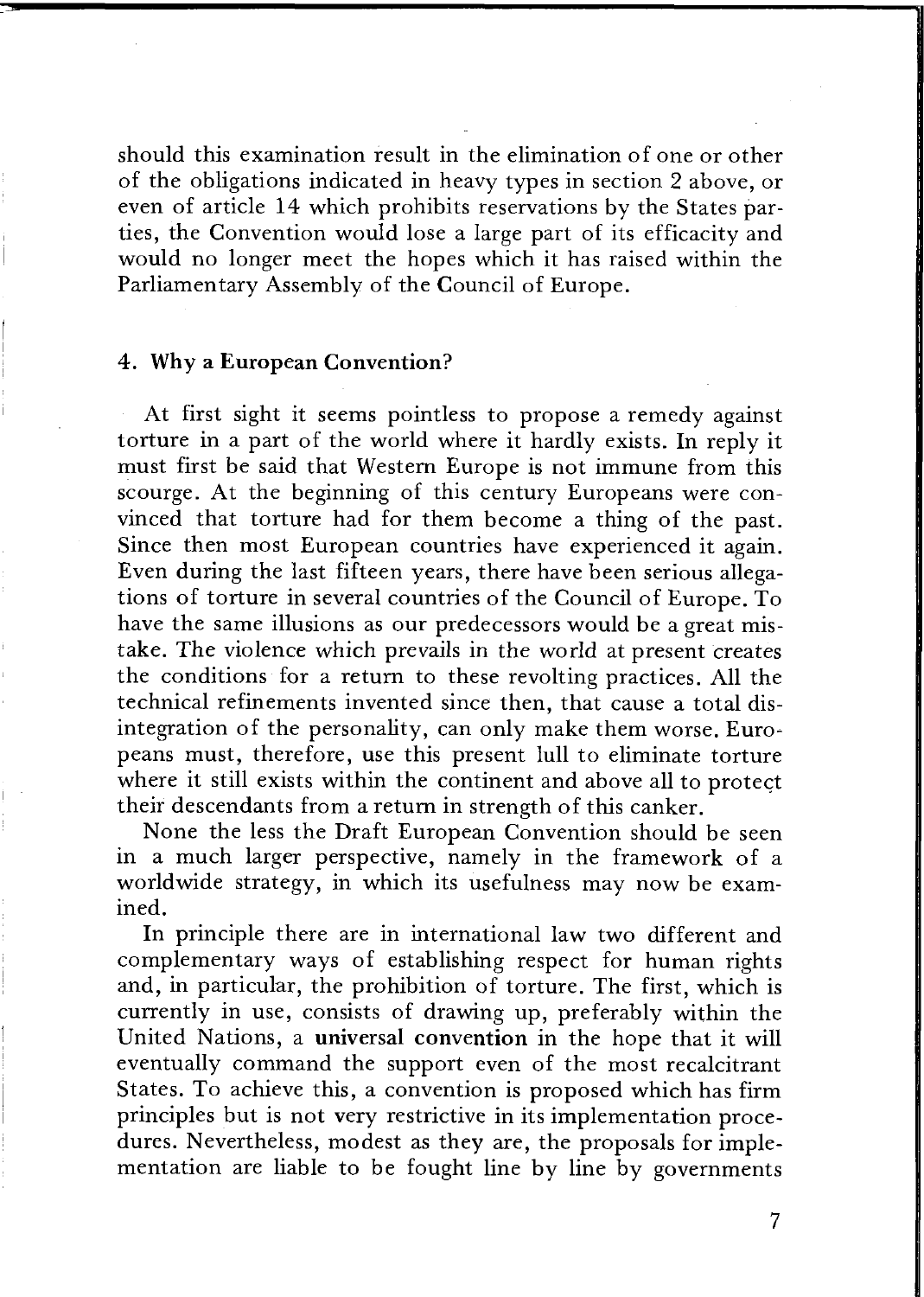should this examination result in the elimination of one or other of the obligations indicated in heavy types in section 2 above, or even of article 14 which prohibits reservations by the States parties, the Convention would lose a large part of its efficacity and would no longer meet the hopes which it has raised within the Parliamentary Assembly of the Council of Europe.

### 4. Why a European Convention?

At first sight it seems pointless to propose a remedy against torture in a part of the world where it hardly exists. In reply it must first be said that Western Europe is not immune from this scourge. At the beginning of this century Europeans were convinced that torture had for them become a thing of the past. Since then most European countries have experienced it again. Even during the last fifteen years, there have been serious allegations of torture in several countries of the Council of Europe. To have the same illusions as our predecessors would be a great mistake. The violence which prevails in the world at present creates the conditions for a return to these revolting practices. All the technical refinements invented since then, that cause a total disintegration of the personality, can only make them worse. Europeans must, therefore, use this present lull to eliminate torture where it still exists within the continent and above all to protect their descendants from a return in strength of this canker.

None the less the Draft European Convention should be seen in a much larger perspective, namely in the framework of a worldwide strategy, in which its usefulness may now be examined.

In principle there are in international law two different and complementary ways of establishing respect for human rights and, in particular, the prohibition of torture. The first, which is currently in use, consists of drawing up, preferably within the United Nations, a **universal convention** in the hope that it will eventually command the support even of the most recalcitrant States. To achieve this, a convention is proposed which has firm principles but is not very restrictive in its implementation procedures. Nevertheless, modest as they are, the proposals for implementation are liable to be fought line by line by governments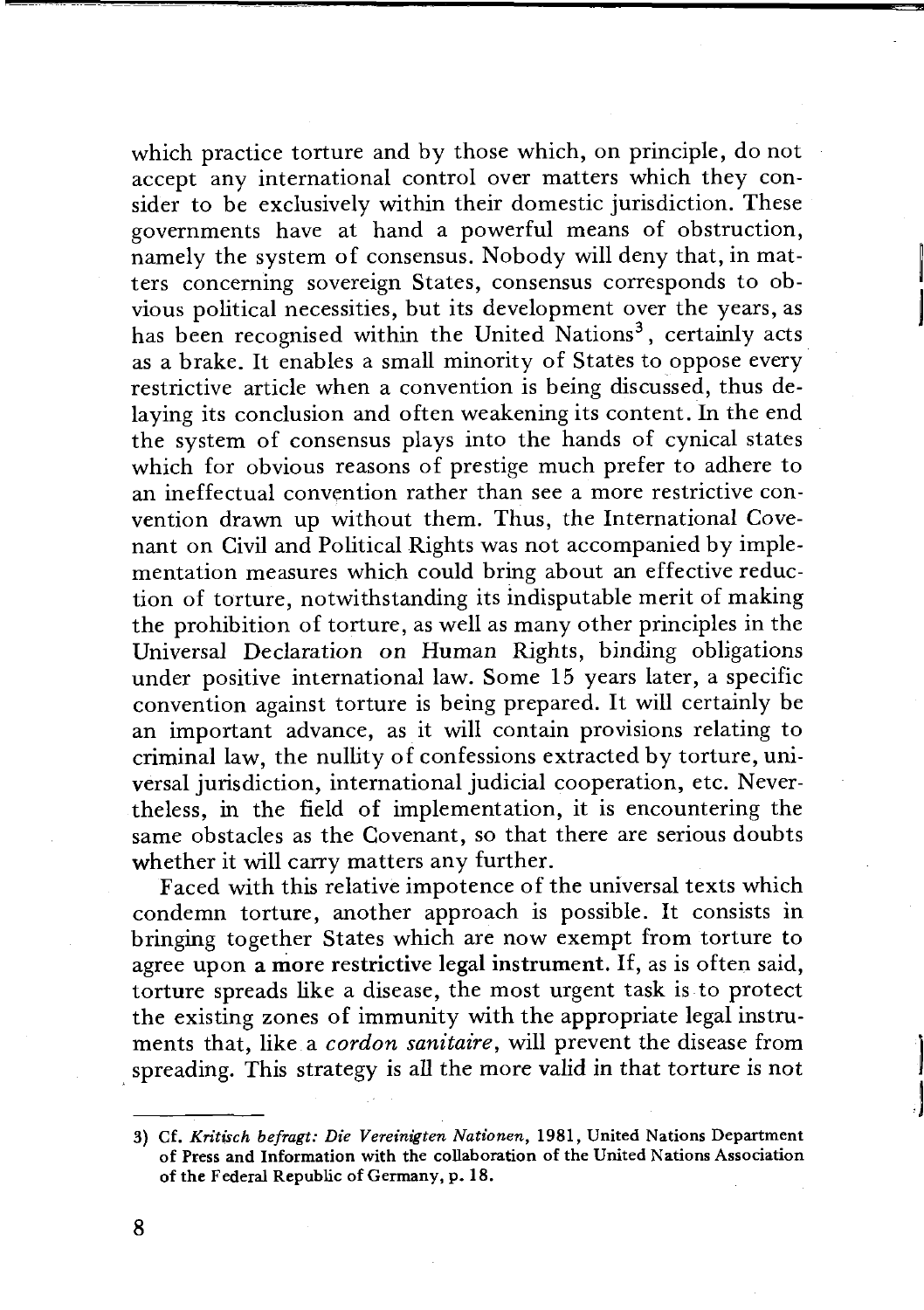which practice torture and by those which, on principle, do not accept any international control over matters which they consider to be exclusively within their domestic jurisdiction. These governments have at hand a powerful means of obstruction, namely the system of consensus. Nobody will deny that, in matters concerning sovereign States, consensus corresponds to obvious political necessities, but its development over the years, as has been recognised within the United Nations[3], certainly acts as a brake. It enables a small minority of States to oppose every restrictive article when a convention is being discussed, thus delaying its conclusion and often weakening its content. In the end the system of consensus plays into the hands of cynical states which for obvious reasons of prestige much prefer to adhere to an ineffectual convention rather than see a more restrictive convention drawn up without them. Thus, the International Covenant on Civil and Political Rights was not accompanied by implementation measures which could bring about an effective reduction of torture, notwithstanding its indisputable merit of making the prohibition of torture, as well as many other principles in the Universal Declaration on Human Rights, binding obligations under positive international law. Some 15 years later, a specific convention against torture is being prepared. It will certainly be an important advance, as it will contain provisions relating to criminal law, the nullity of confessions extracted by torture, universal jurisdiction, international judicial cooperation, etc. Nevertheless, in the field of implementation, it is encountering the same obstacles as the Covenant, so that there are serious doubts whether it will carry matters any further.

Faced with this relative impotence of the universal texts which condemn torture, another approach is possible. It consists in bringing together States which are now exempt from torture to agree upon **a more restrictive legal instrument.** If, as is often said, torture spreads like a disease, the most urgent task is to protect the existing zones of immunity with the appropriate legal instruments that, like a *cordon sanitaire*, will prevent the disease from spreading. This strategy is all the more valid in that torture is not

---

3) Cf. *Kritisch befragt: Die Vereinigten Nationen*, 1981, United Nations Department of Press and Information with the collaboration of the United Nations Association of the Federal Republic of Germany, p. 18.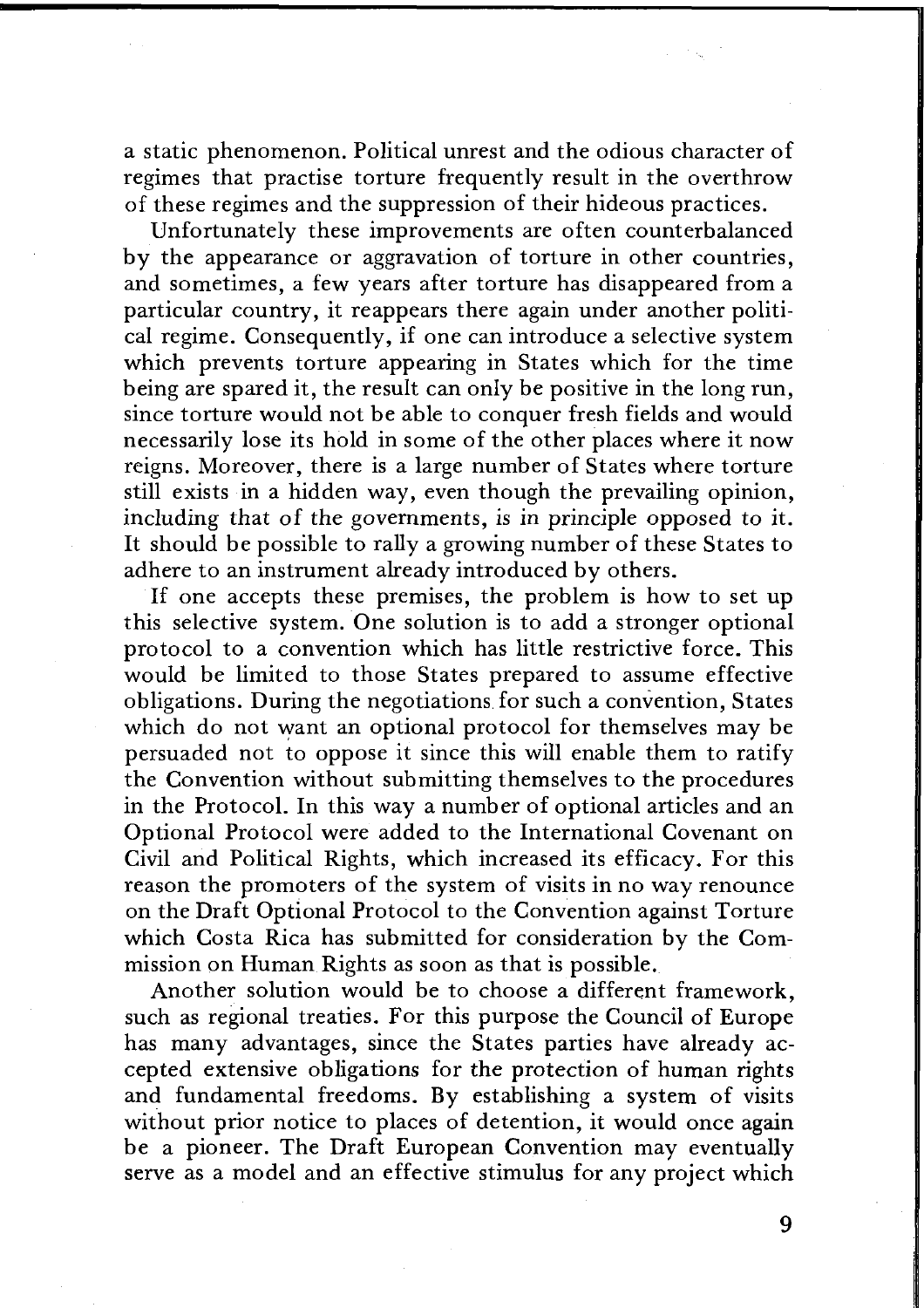a static phenomenon. Political unrest and the odious character of regimes that practise torture frequently result in the overthrow of these regimes and the suppression of their hideous practices.

Unfortunately these improvements are often counterbalanced by the appearance or aggravation of torture in other countries, and sometimes, a few years after torture has disappeared from a particular country, it reappears there again under another political regime. Consequently, if one can introduce a selective system which prevents torture appearing in States which for the time being are spared it, the result can only be positive in the long run, since torture would not be able to conquer fresh fields and would necessarily lose its hold in some of the other places where it now reigns. Moreover, there is a large number of States where torture still exists in a hidden way, even though the prevailing opinion, including that of the governments, is in principle opposed to it. It should be possible to rally a growing number of these States to adhere to an instrument already introduced by others.

If one accepts these premises, the problem is how to set up this selective system. One solution is to add a stronger optional protocol to a convention which has little restrictive force. This would be limited to those States prepared to assume effective obligations. During the negotiations for such a convention, States which do not want an optional protocol for themselves may be persuaded not to oppose it since this will enable them to ratify the Convention without submitting themselves to the procedures in the Protocol. In this way a number of optional articles and an Optional Protocol were added to the International Covenant on Civil and Political Rights, which increased its efficacy. For this reason the promoters of the system of visits in no way renounce on the Draft Optional Protocol to the Convention against Torture which Costa Rica has submitted for consideration by the Commission on Human Rights as soon as that is possible.

Another solution would be to choose a different framework, such as regional treaties. For this purpose the Council of Europe has many advantages, since the States parties have already accepted extensive obligations for the protection of human rights and fundamental freedoms. By establishing a system of visits without prior notice to places of detention, it would once again be a pioneer. The Draft European Convention may eventually serve as a model and an effective stimulus for any project which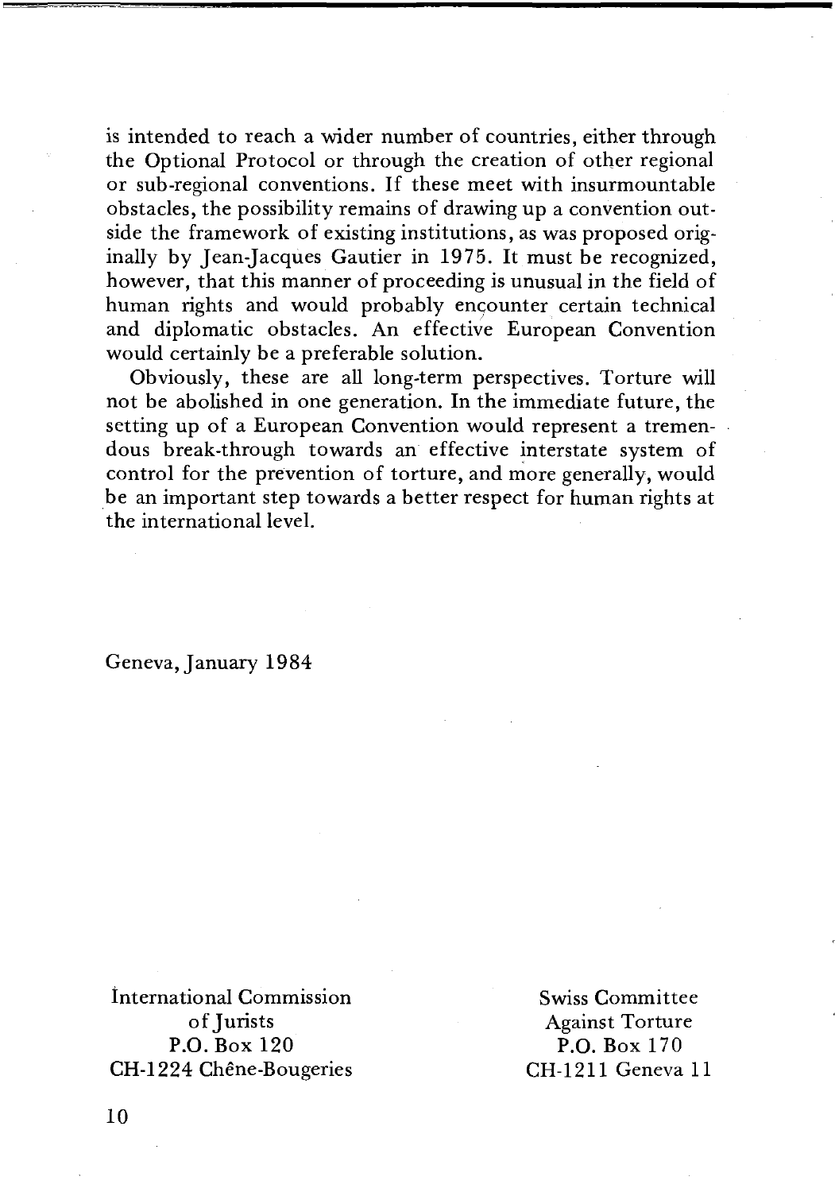is intended to reach a wider number of countries, either through the Optional Protocol or through the creation of other regional or sub-regional conventions. If these meet with insurmountable obstacles, the possibility remains of drawing up a convention outside the framework of existing institutions, as was proposed originally by Jean-Jacques Gautier in 1975. It must be recognized, however, that this manner of proceeding is unusual in the field of human rights and would probably encounter certain technical and diplomatic obstacles. An effective European Convention would certainly be a preferable solution.

Obviously, these are all long-term perspectives. Torture will not be abolished in one generation. In the immediate future, the setting up of a European Convention would represent a tremendous break-through towards an effective interstate system of control for the prevention of torture, and more generally, would be an important step towards a better respect for human rights at the international level.

Geneva, January 1984

International Commission
of Jurists
P.O. Box 120
CH-1224 Chêne-Bougeries

Swiss Committee
Against Torture
P.O. Box 170
CH-1211 Geneva 11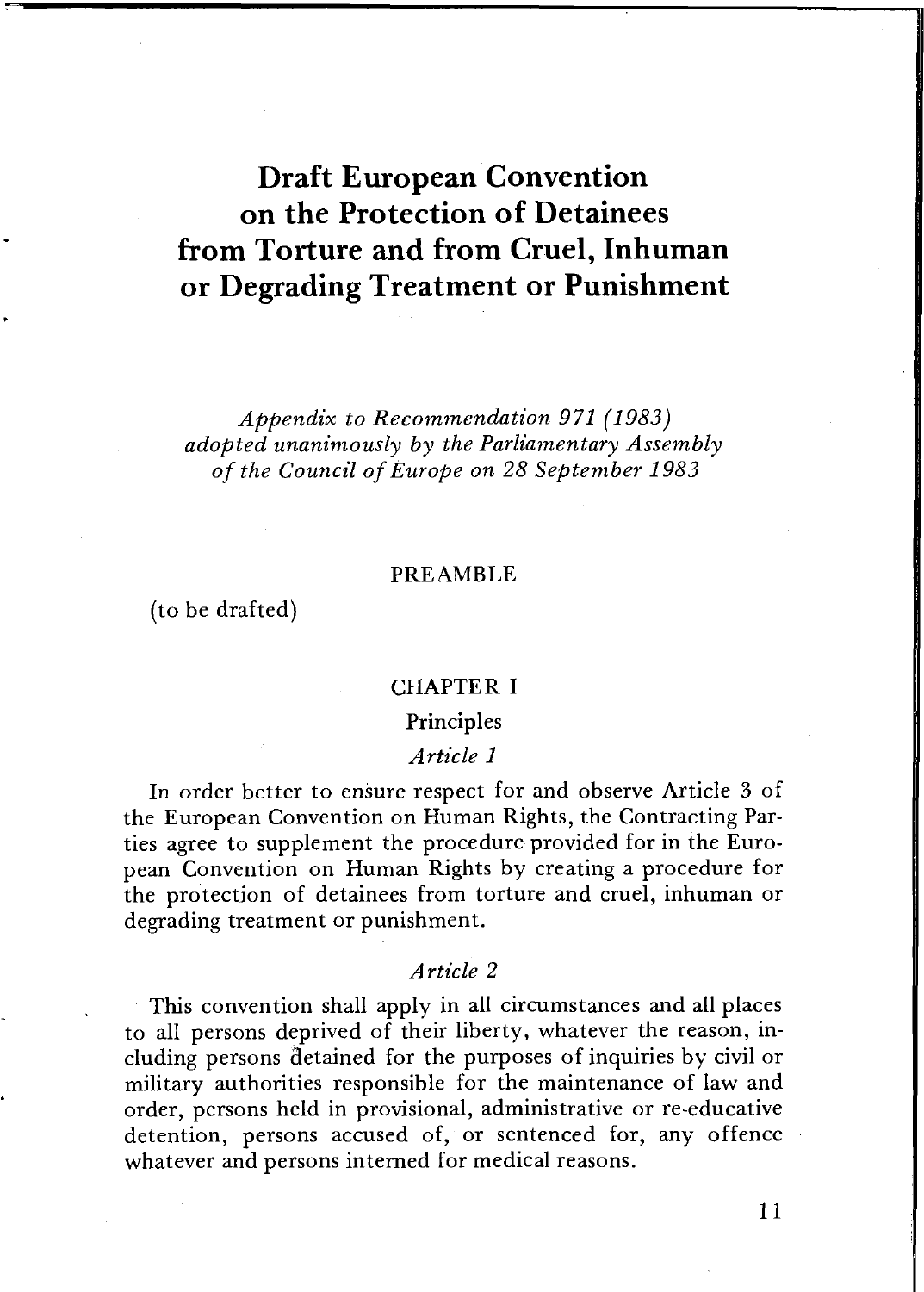# Draft European Convention on the Protection of Detainees from Torture and from Cruel, Inhuman or Degrading Treatment or Punishment

*Appendix to Recommendation 971 (1983) adopted unanimously by the Parliamentary Assembly of the Council of Europe on 28 September 1983*

## PREAMBLE

(to be drafted)

## CHAPTER I

### Principles

#### *Article 1*

In order better to ensure respect for and observe Article 3 of the European Convention on Human Rights, the Contracting Parties agree to supplement the procedure provided for in the European Convention on Human Rights by creating a procedure for the protection of detainees from torture and cruel, inhuman or degrading treatment or punishment.

#### *Article 2*

This convention shall apply in all circumstances and all places to all persons deprived of their liberty, whatever the reason, including persons detained for the purposes of inquiries by civil or military authorities responsible for the maintenance of law and order, persons held in provisional, administrative or re-educative detention, persons accused of, or sentenced for, any offence whatever and persons interned for medical reasons.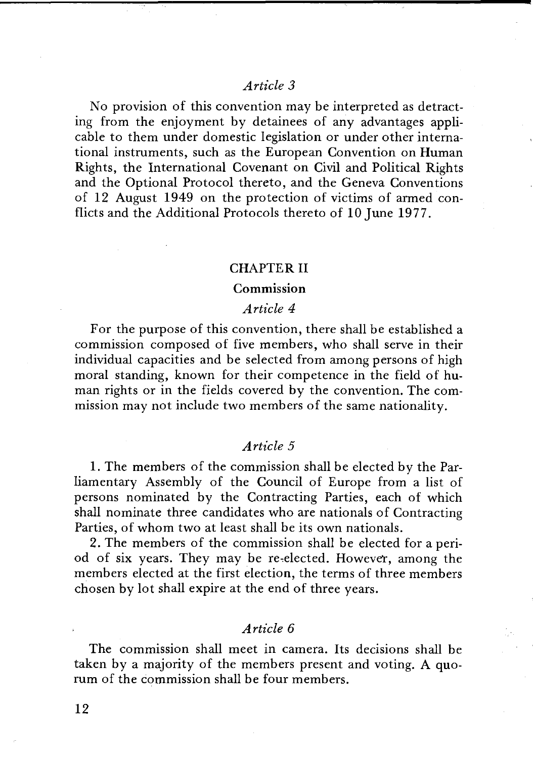*Article 3*

No provision of this convention may be interpreted as detracting from the enjoyment by detainees of any advantages applicable to them under domestic legislation or under other international instruments, such as the European Convention on Human Rights, the International Covenant on Civil and Political Rights and the Optional Protocol thereto, and the Geneva Conventions of 12 August 1949 on the protection of victims of armed conflicts and the Additional Protocols thereto of 10 June 1977.

## CHAPTER II

### Commission

*Article 4*

For the purpose of this convention, there shall be established a commission composed of five members, who shall serve in their individual capacities and be selected from among persons of high moral standing, known for their competence in the field of human rights or in the fields covered by the convention. The commission may not include two members of the same nationality.

*Article 5*

1. The members of the commission shall be elected by the Parliamentary Assembly of the Council of Europe from a list of persons nominated by the Contracting Parties, each of which shall nominate three candidates who are nationals of Contracting Parties, of whom two at least shall be its own nationals.

2. The members of the commission shall be elected for a period of six years. They may be re-elected. However, among the members elected at the first election, the terms of three members chosen by lot shall expire at the end of three years.

*Article 6*

The commission shall meet in camera. Its decisions shall be taken by a majority of the members present and voting. A quorum of the commission shall be four members.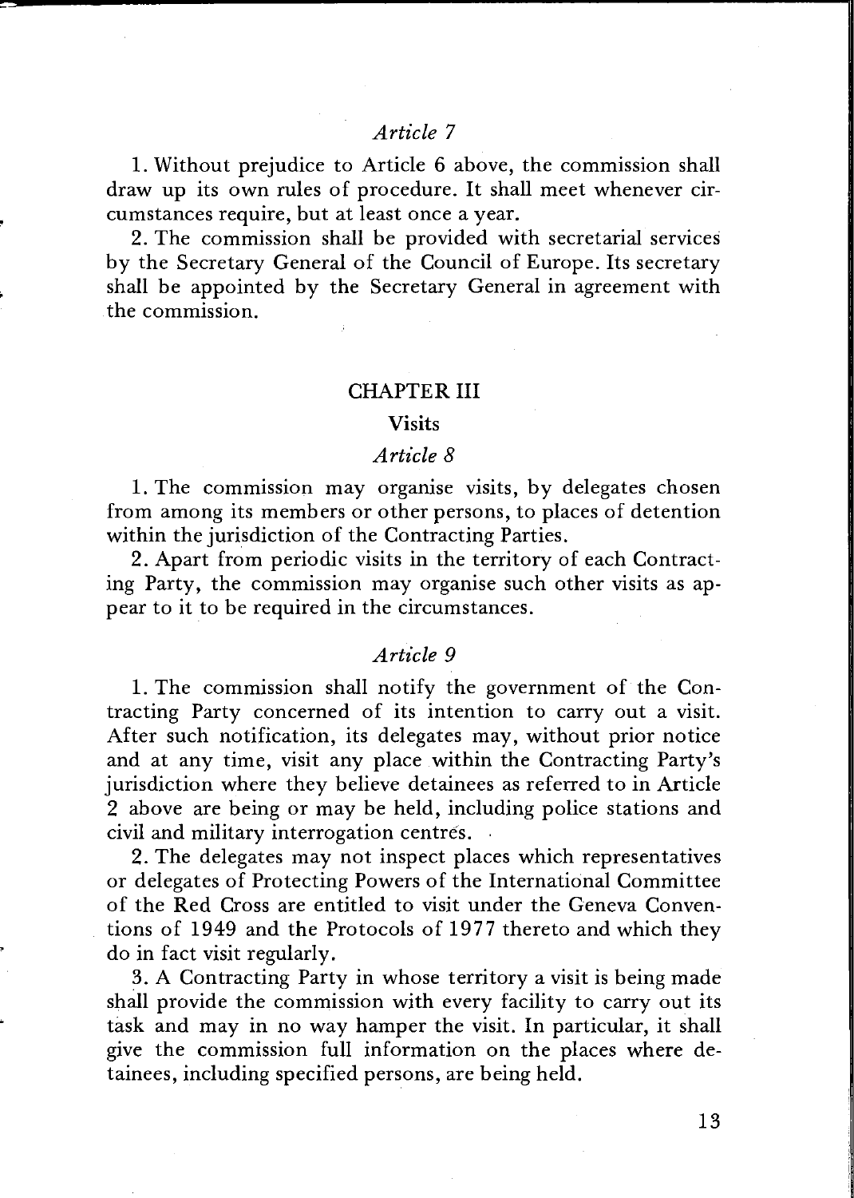### *Article 7*

1. Without prejudice to Article 6 above, the commission shall draw up its own rules of procedure. It shall meet whenever circumstances require, but at least once a year.

2. The commission shall be provided with secretarial services by the Secretary General of the Council of Europe. Its secretary shall be appointed by the Secretary General in agreement with the commission.

## CHAPTER III

## Visits

### *Article 8*

1. The commission may organise visits, by delegates chosen from among its members or other persons, to places of detention within the jurisdiction of the Contracting Parties.

2. Apart from periodic visits in the territory of each Contracting Party, the commission may organise such other visits as appear to it to be required in the circumstances.

### *Article 9*

1. The commission shall notify the government of the Contracting Party concerned of its intention to carry out a visit. After such notification, its delegates may, without prior notice and at any time, visit any place within the Contracting Party's jurisdiction where they believe detainees as referred to in Article 2 above are being or may be held, including police stations and civil and military interrogation centres.

2. The delegates may not inspect places which representatives or delegates of Protecting Powers of the International Committee of the Red Cross are entitled to visit under the Geneva Conventions of 1949 and the Protocols of 1977 thereto and which they do in fact visit regularly.

3. A Contracting Party in whose territory a visit is being made shall provide the commission with every facility to carry out its task and may in no way hamper the visit. In particular, it shall give the commission full information on the places where detainees, including specified persons, are being held.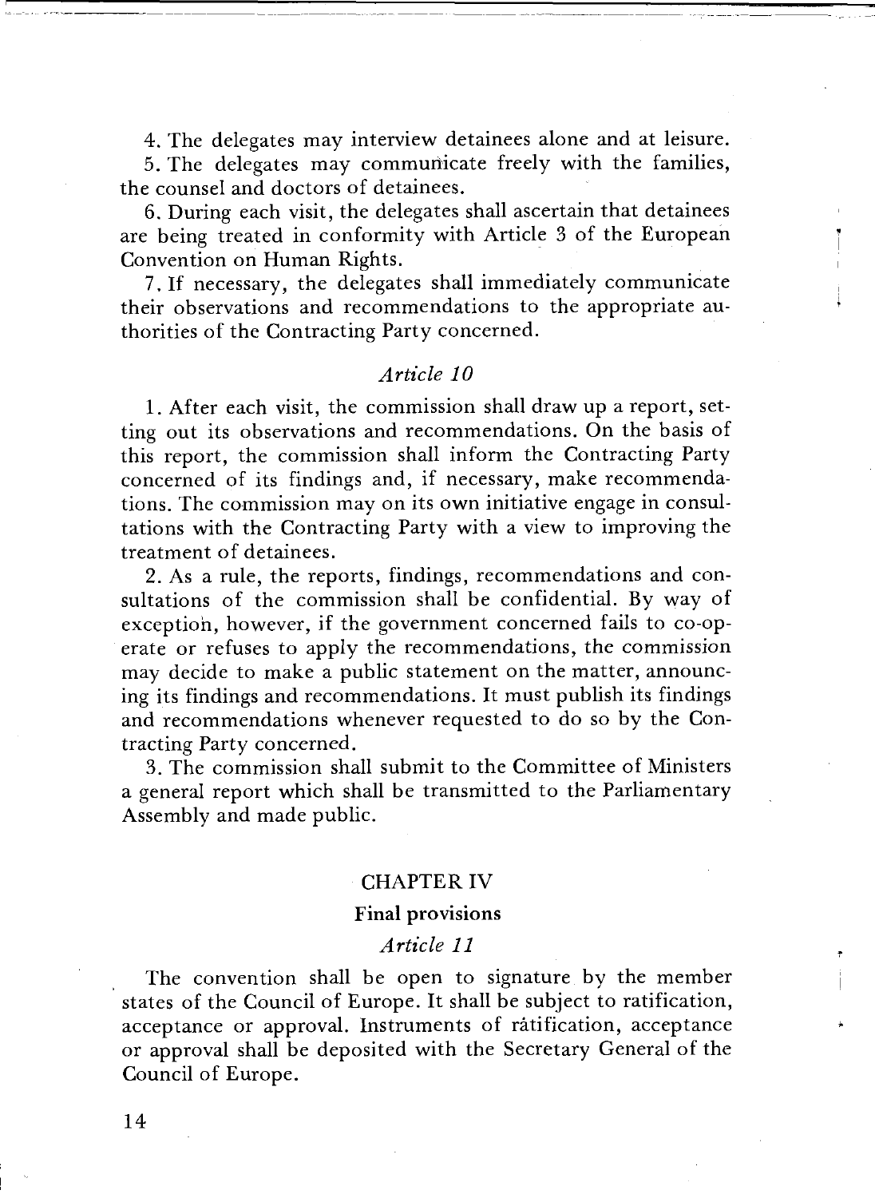4. The delegates may interview detainees alone and at leisure.

5. The delegates may communicate freely with the families, the counsel and doctors of detainees.

6. During each visit, the delegates shall ascertain that detainees are being treated in conformity with Article 3 of the European Convention on Human Rights.

7. If necessary, the delegates shall immediately communicate their observations and recommendations to the appropriate authorities of the Contracting Party concerned.

### *Article 10*

1. After each visit, the commission shall draw up a report, setting out its observations and recommendations. On the basis of this report, the commission shall inform the Contracting Party concerned of its findings and, if necessary, make recommendations. The commission may on its own initiative engage in consultations with the Contracting Party with a view to improving the treatment of detainees.

2. As a rule, the reports, findings, recommendations and consultations of the commission shall be confidential. By way of exception, however, if the government concerned fails to co-operate or refuses to apply the recommendations, the commission may decide to make a public statement on the matter, announcing its findings and recommendations. It must publish its findings and recommendations whenever requested to do so by the Contracting Party concerned.

3. The commission shall submit to the Committee of Ministers a general report which shall be transmitted to the Parliamentary Assembly and made public.

## CHAPTER IV

## Final provisions

### *Article 11*

The convention shall be open to signature by the member states of the Council of Europe. It shall be subject to ratification, acceptance or approval. Instruments of ratification, acceptance or approval shall be deposited with the Secretary General of the Council of Europe.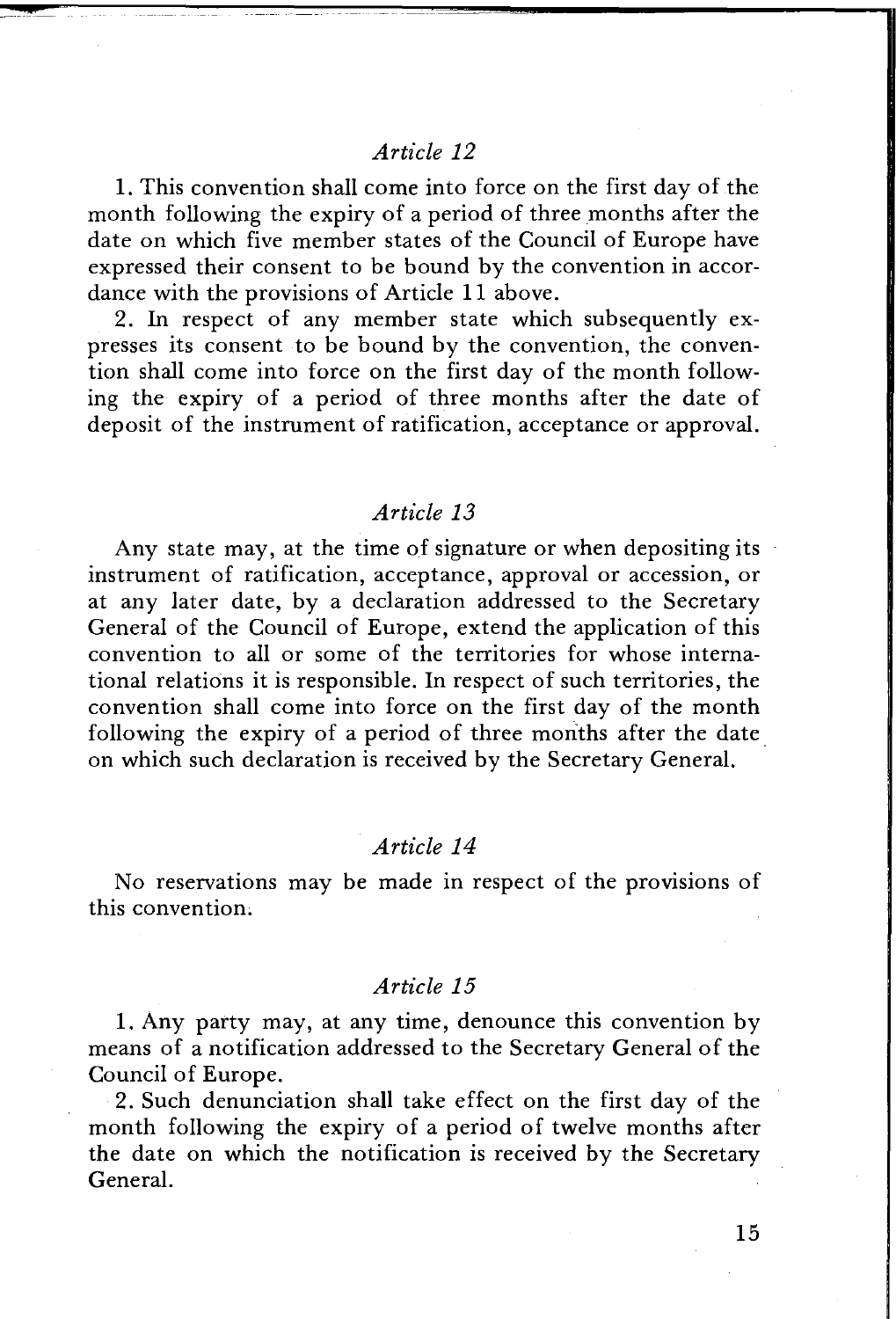*Article 12*

1. This convention shall come into force on the first day of the month following the expiry of a period of three months after the date on which five member states of the Council of Europe have expressed their consent to be bound by the convention in accordance with the provisions of Article 11 above.

2. In respect of any member state which subsequently expresses its consent to be bound by the convention, the convention shall come into force on the first day of the month following the expiry of a period of three months after the date of deposit of the instrument of ratification, acceptance or approval.

*Article 13*

Any state may, at the time of signature or when depositing its instrument of ratification, acceptance, approval or accession, or at any later date, by a declaration addressed to the Secretary General of the Council of Europe, extend the application of this convention to all or some of the territories for whose international relations it is responsible. In respect of such territories, the convention shall come into force on the first day of the month following the expiry of a period of three months after the date on which such declaration is received by the Secretary General.

*Article 14*

No reservations may be made in respect of the provisions of this convention.

*Article 15*

1. Any party may, at any time, denounce this convention by means of a notification addressed to the Secretary General of the Council of Europe.

2. Such denunciation shall take effect on the first day of the month following the expiry of a period of twelve months after the date on which the notification is received by the Secretary General.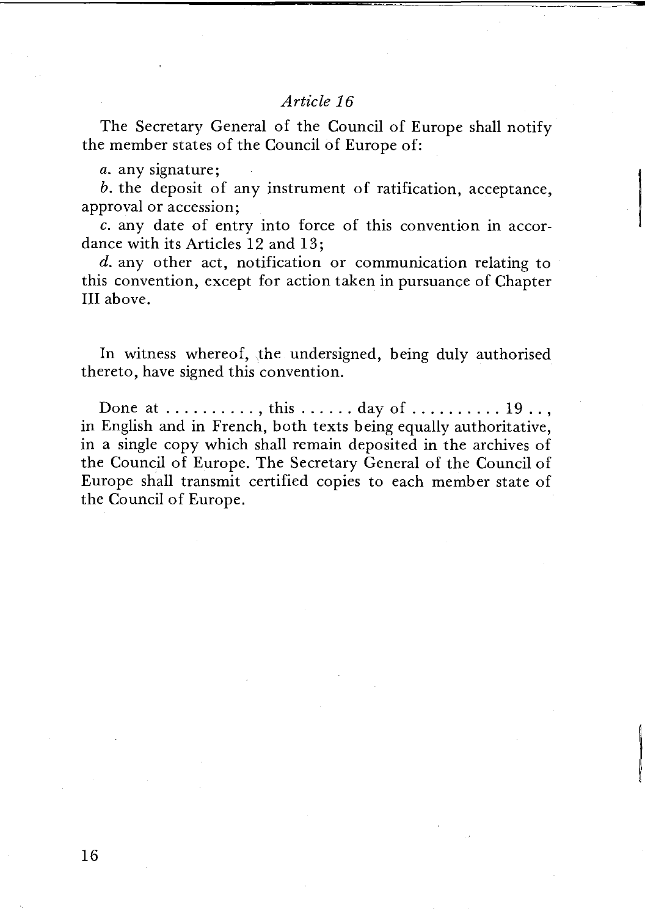### *Article 16*

The Secretary General of the Council of Europe shall notify the member states of the Council of Europe of:

*a.* any signature;

*b.* the deposit of any instrument of ratification, acceptance, approval or accession;

*c.* any date of entry into force of this convention in accordance with its Articles 12 and 13;

*d.* any other act, notification or communication relating to this convention, except for action taken in pursuance of Chapter III above.

In witness whereof, the undersigned, being duly authorised thereto, have signed this convention.

Done at . . . . . . . . . . , this . . . . . . day of . . . . . . . . . . 19 . . , in English and in French, both texts being equally authoritative, in a single copy which shall remain deposited in the archives of the Council of Europe. The Secretary General of the Council of Europe shall transmit certified copies to each member state of the Council of Europe.